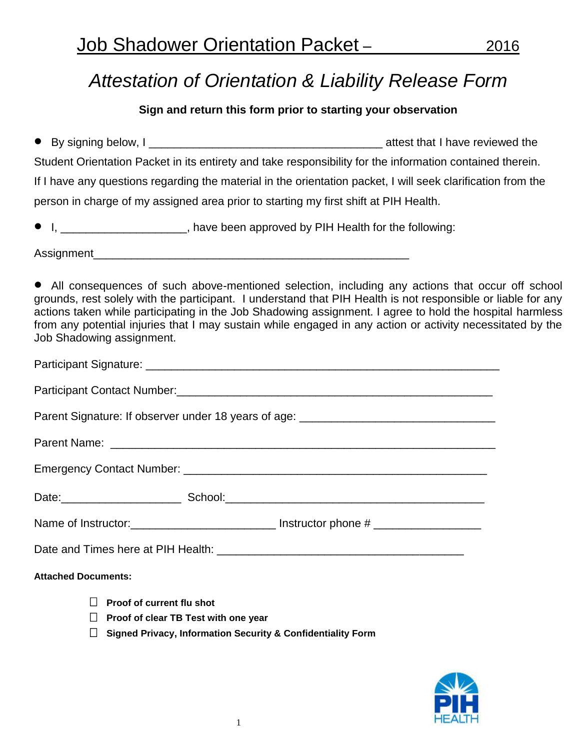# Job Shadower Orientation Packet – 2016

## *Attestation of Orientation & Liability Release Form*

**Sign and return this form prior to starting your observation**

- By signing below, I _____________________________________ attest that I have reviewed the Student Orientation Packet in its entirety and take responsibility for the information contained therein. If I have any questions regarding the material in the orientation packet, I will seek clarification from the person in charge of my assigned area prior to starting my first shift at PIH Health.

- I, ___________________, have been approved by PIH Health for the following:

Assignment__________________________________________________

- All consequences of such above-mentioned selection, including any actions that occur off school grounds, rest solely with the participant. I understand that PIH Health is not responsible or liable for any actions taken while participating in the Job Shadowing assignment. I agree to hold the hospital harmless from any potential injuries that I may sustain while engaged in any action or activity necessitated by the Job Shadowing assignment.

Participant Signature: _______________________________________________________

Participant Contact Number:__________________________________________________

Parent Signature: If observer under 18 years of age: ______________________________

Parent Name: _____________________________________________________________

Emergency Contact Number: _______________________________________________

Date:___________________ School:_________________________________________

Name of Instructor:______________________ Instructor phone # ________________

Date and Times here at PIH Health: _______________________________________

**Attached Documents:**

- ☐ **Proof of current flu shot**
- ☐ **Proof of clear TB Test with one year**
- ☐ **Signed Privacy, Information Security & Confidentiality Form**

PIH HEALTH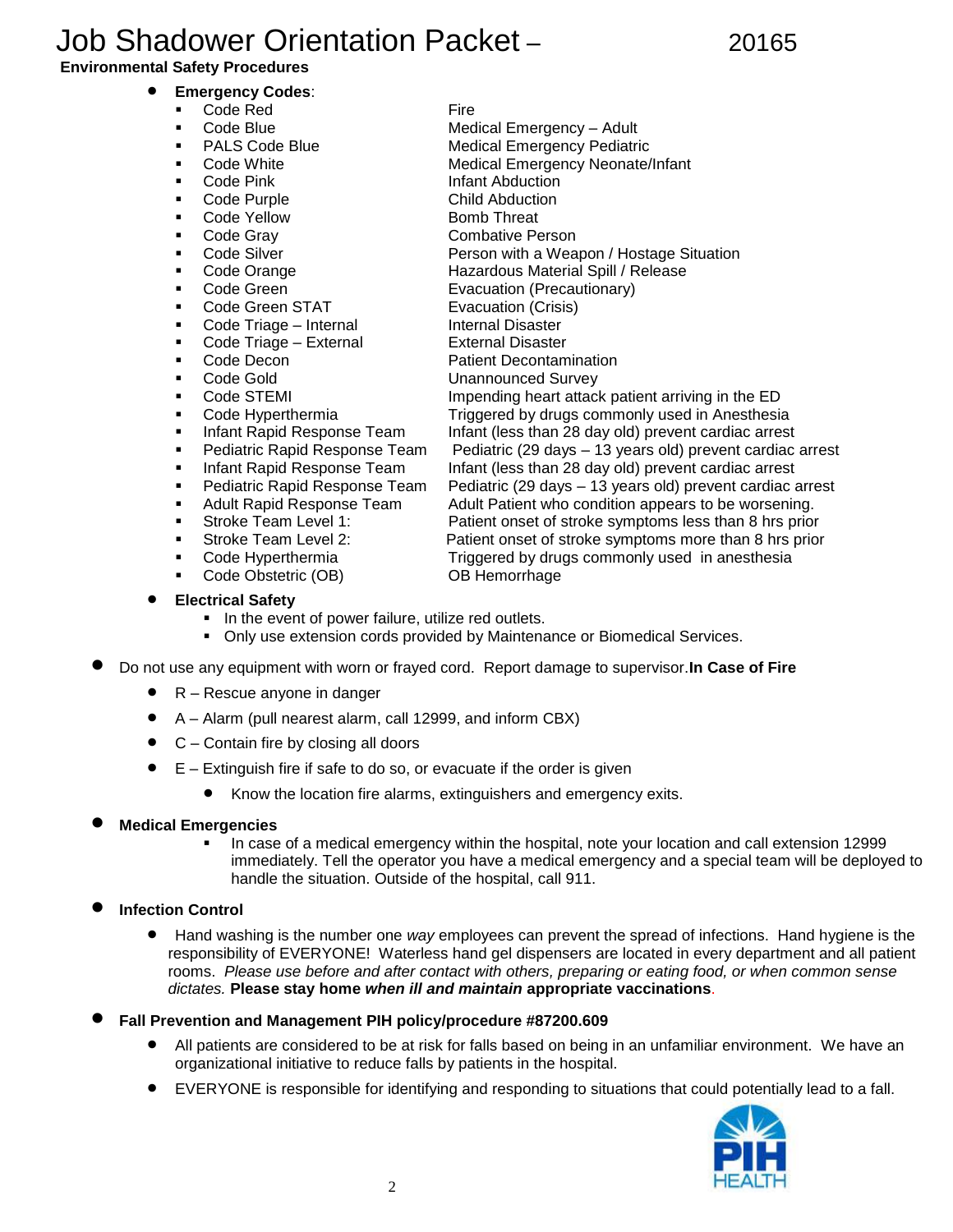# Job Shadower Orientation Packet – 20165

**Environmental Safety Procedures**

- **Emergency Codes**:

| Code | Meaning |
|---|---|
| Code Red | Fire |
| Code Blue | Medical Emergency – Adult |
| PALS Code Blue | Medical Emergency Pediatric |
| Code White | Medical Emergency Neonate/Infant |
| Code Pink | Infant Abduction |
| Code Purple | Child Abduction |
| Code Yellow | Bomb Threat |
| Code Gray | Combative Person |
| Code Silver | Person with a Weapon / Hostage Situation |
| Code Orange | Hazardous Material Spill / Release |
| Code Green | Evacuation (Precautionary) |
| Code Green STAT | Evacuation (Crisis) |
| Code Triage – Internal | Internal Disaster |
| Code Triage – External | External Disaster |
| Code Decon | Patient Decontamination |
| Code Gold | Unannounced Survey |
| Code STEMI | Impending heart attack patient arriving in the ED |
| Code Hyperthermia | Triggered by drugs commonly used in Anesthesia |
| Infant Rapid Response Team | Infant (less than 28 day old) prevent cardiac arrest |
| Pediatric Rapid Response Team | Pediatric (29 days – 13 years old) prevent cardiac arrest |
| Infant Rapid Response Team | Infant (less than 28 day old) prevent cardiac arrest |
| Pediatric Rapid Response Team | Pediatric (29 days – 13 years old) prevent cardiac arrest |
| Adult Rapid Response Team | Adult Patient who condition appears to be worsening. |
| Stroke Team Level 1: | Patient onset of stroke symptoms less than 8 hrs prior |
| Stroke Team Level 2: | Patient onset of stroke symptoms more than 8 hrs prior |
| Code Hyperthermia | Triggered by drugs commonly used in anesthesia |
| Code Obstetric (OB) | OB Hemorrhage |

- **Electrical Safety**
  - In the event of power failure, utilize red outlets.
  - Only use extension cords provided by Maintenance or Biomedical Services.

- Do not use any equipment with worn or frayed cord. Report damage to supervisor.**In Case of Fire**
  - R – Rescue anyone in danger
  - A – Alarm (pull nearest alarm, call 12999, and inform CBX)
  - C – Contain fire by closing all doors
  - E – Extinguish fire if safe to do so, or evacuate if the order is given
    - Know the location fire alarms, extinguishers and emergency exits.

- **Medical Emergencies**
  - In case of a medical emergency within the hospital, note your location and call extension 12999 immediately. Tell the operator you have a medical emergency and a special team will be deployed to handle the situation. Outside of the hospital, call 911.

- **Infection Control**
  - Hand washing is the number one *way* employees can prevent the spread of infections. Hand hygiene is the responsibility of EVERYONE! Waterless hand gel dispensers are located in every department and all patient rooms. *Please use before and after contact with others, preparing or eating food, or when common sense dictates.* **Please stay home *when ill and maintain* appropriate vaccinations**.

- **Fall Prevention and Management PIH policy/procedure #87200.609**
  - All patients are considered to be at risk for falls based on being in an unfamiliar environment. We have an organizational initiative to reduce falls by patients in the hospital.
  - EVERYONE is responsible for identifying and responding to situations that could potentially lead to a fall.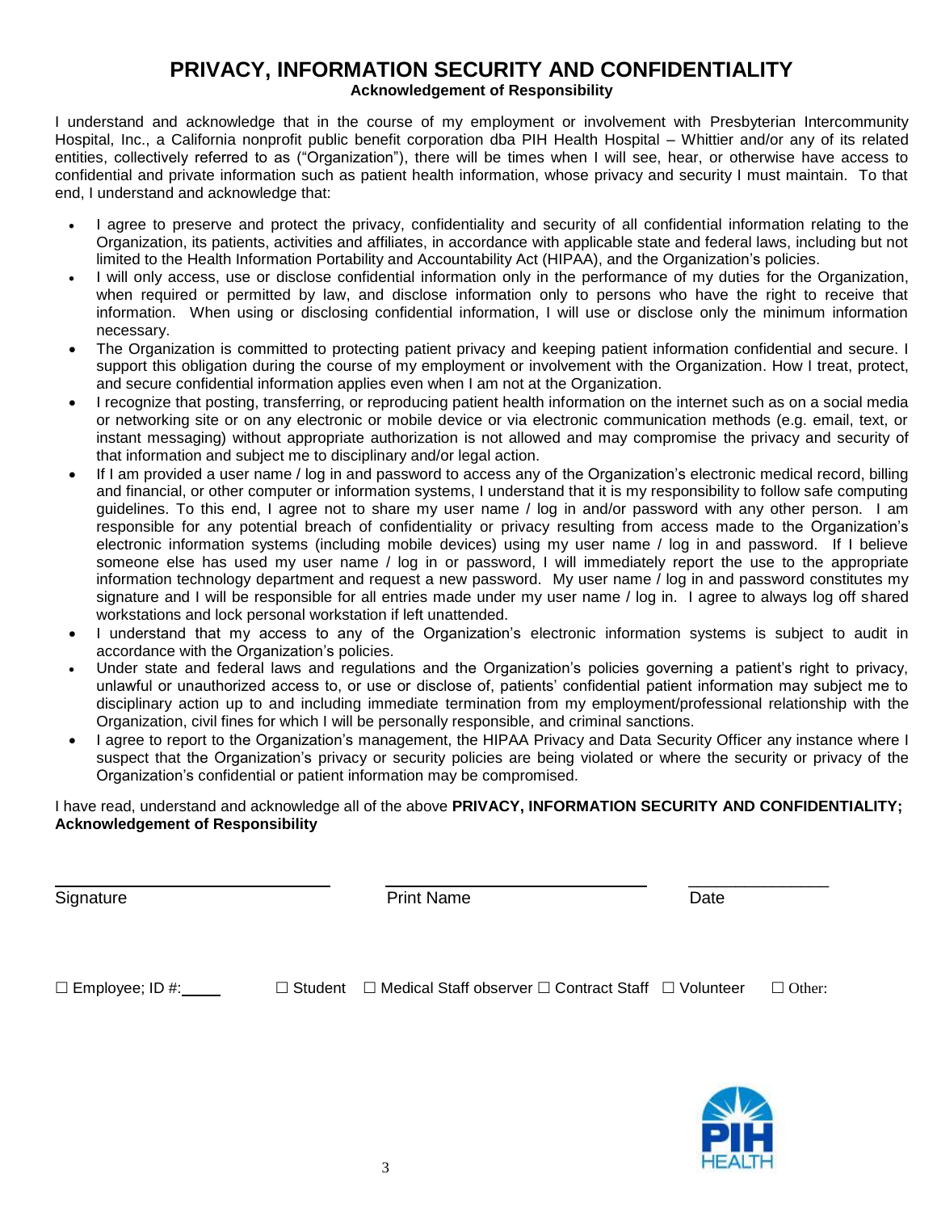# PRIVACY, INFORMATION SECURITY AND CONFIDENTIALITY

**Acknowledgement of Responsibility**

I understand and acknowledge that in the course of my employment or involvement with Presbyterian Intercommunity Hospital, Inc., a California nonprofit public benefit corporation dba PIH Health Hospital – Whittier and/or any of its related entities, collectively referred to as ("Organization"), there will be times when I will see, hear, or otherwise have access to confidential and private information such as patient health information, whose privacy and security I must maintain. To that end, I understand and acknowledge that:

- I agree to preserve and protect the privacy, confidentiality and security of all confidential information relating to the Organization, its patients, activities and affiliates, in accordance with applicable state and federal laws, including but not limited to the Health Information Portability and Accountability Act (HIPAA), and the Organization's policies.
- I will only access, use or disclose confidential information only in the performance of my duties for the Organization, when required or permitted by law, and disclose information only to persons who have the right to receive that information. When using or disclosing confidential information, I will use or disclose only the minimum information necessary.
- The Organization is committed to protecting patient privacy and keeping patient information confidential and secure. I support this obligation during the course of my employment or involvement with the Organization. How I treat, protect, and secure confidential information applies even when I am not at the Organization.
- I recognize that posting, transferring, or reproducing patient health information on the internet such as on a social media or networking site or on any electronic or mobile device or via electronic communication methods (e.g. email, text, or instant messaging) without appropriate authorization is not allowed and may compromise the privacy and security of that information and subject me to disciplinary and/or legal action.
- If I am provided a user name / log in and password to access any of the Organization's electronic medical record, billing and financial, or other computer or information systems, I understand that it is my responsibility to follow safe computing guidelines. To this end, I agree not to share my user name / log in and/or password with any other person. I am responsible for any potential breach of confidentiality or privacy resulting from access made to the Organization's electronic information systems (including mobile devices) using my user name / log in and password. If I believe someone else has used my user name / log in or password, I will immediately report the use to the appropriate information technology department and request a new password. My user name / log in and password constitutes my signature and I will be responsible for all entries made under my user name / log in. I agree to always log off shared workstations and lock personal workstation if left unattended.
- I understand that my access to any of the Organization's electronic information systems is subject to audit in accordance with the Organization's policies.
- Under state and federal laws and regulations and the Organization's policies governing a patient's right to privacy, unlawful or unauthorized access to, or use or disclose of, patients' confidential patient information may subject me to disciplinary action up to and including immediate termination from my employment/professional relationship with the Organization, civil fines for which I will be personally responsible, and criminal sanctions.
- I agree to report to the Organization's management, the HIPAA Privacy and Data Security Officer any instance where I suspect that the Organization's privacy or security policies are being violated or where the security or privacy of the Organization's confidential or patient information may be compromised.

I have read, understand and acknowledge all of the above **PRIVACY, INFORMATION SECURITY AND CONFIDENTIALITY; Acknowledgement of Responsibility**

\_\_\_\_\_\_\_\_\_\_\_\_\_\_\_\_\_\_\_\_\_\_\_\_\_\_\_\_ \_\_\_\_\_\_\_\_\_\_\_\_\_\_\_\_\_\_\_\_\_\_\_\_\_\_\_\_ \_\_\_\_\_\_\_\_\_\_\_\_\_\_\_\_

Signature Print Name Date

☐ Employee; ID #:\_\_\_\_\_ ☐ Student ☐ Medical Staff observer ☐ Contract Staff ☐ Volunteer ☐ Other:

PIH HEALTH